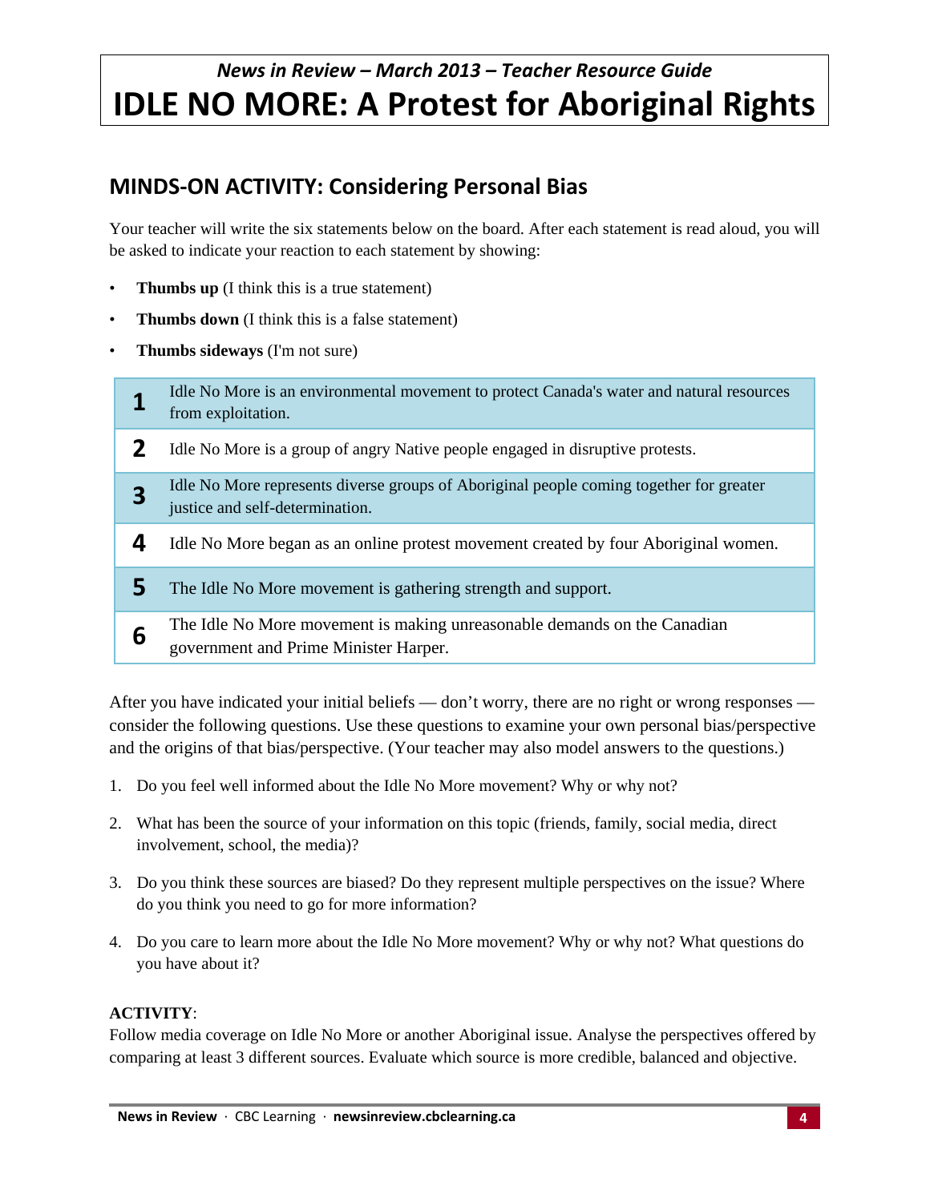*News in Review – March 2013 – Teacher Resource Guide*

# IDLE NO MORE: A Protest for Aboriginal Rights

## MINDS-ON ACTIVITY: Considering Personal Bias

Your teacher will write the six statements below on the board. After each statement is read aloud, you will be asked to indicate your reaction to each statement by showing:

- **Thumbs up** (I think this is a true statement)
- **Thumbs down** (I think this is a false statement)
- **Thumbs sideways** (I'm not sure)

| | |
|---|---|
| **1** | Idle No More is an environmental movement to protect Canada's water and natural resources from exploitation. |
| **2** | Idle No More is a group of angry Native people engaged in disruptive protests. |
| **3** | Idle No More represents diverse groups of Aboriginal people coming together for greater justice and self-determination. |
| **4** | Idle No More began as an online protest movement created by four Aboriginal women. |
| **5** | The Idle No More movement is gathering strength and support. |
| **6** | The Idle No More movement is making unreasonable demands on the Canadian government and Prime Minister Harper. |

After you have indicated your initial beliefs — don't worry, there are no right or wrong responses — consider the following questions. Use these questions to examine your own personal bias/perspective and the origins of that bias/perspective. (Your teacher may also model answers to the questions.)

1. Do you feel well informed about the Idle No More movement? Why or why not?
2. What has been the source of your information on this topic (friends, family, social media, direct involvement, school, the media)?
3. Do you think these sources are biased? Do they represent multiple perspectives on the issue? Where do you think you need to go for more information?
4. Do you care to learn more about the Idle No More movement? Why or why not? What questions do you have about it?

**ACTIVITY**:
Follow media coverage on Idle No More or another Aboriginal issue. Analyse the perspectives offered by comparing at least 3 different sources. Evaluate which source is more credible, balanced and objective.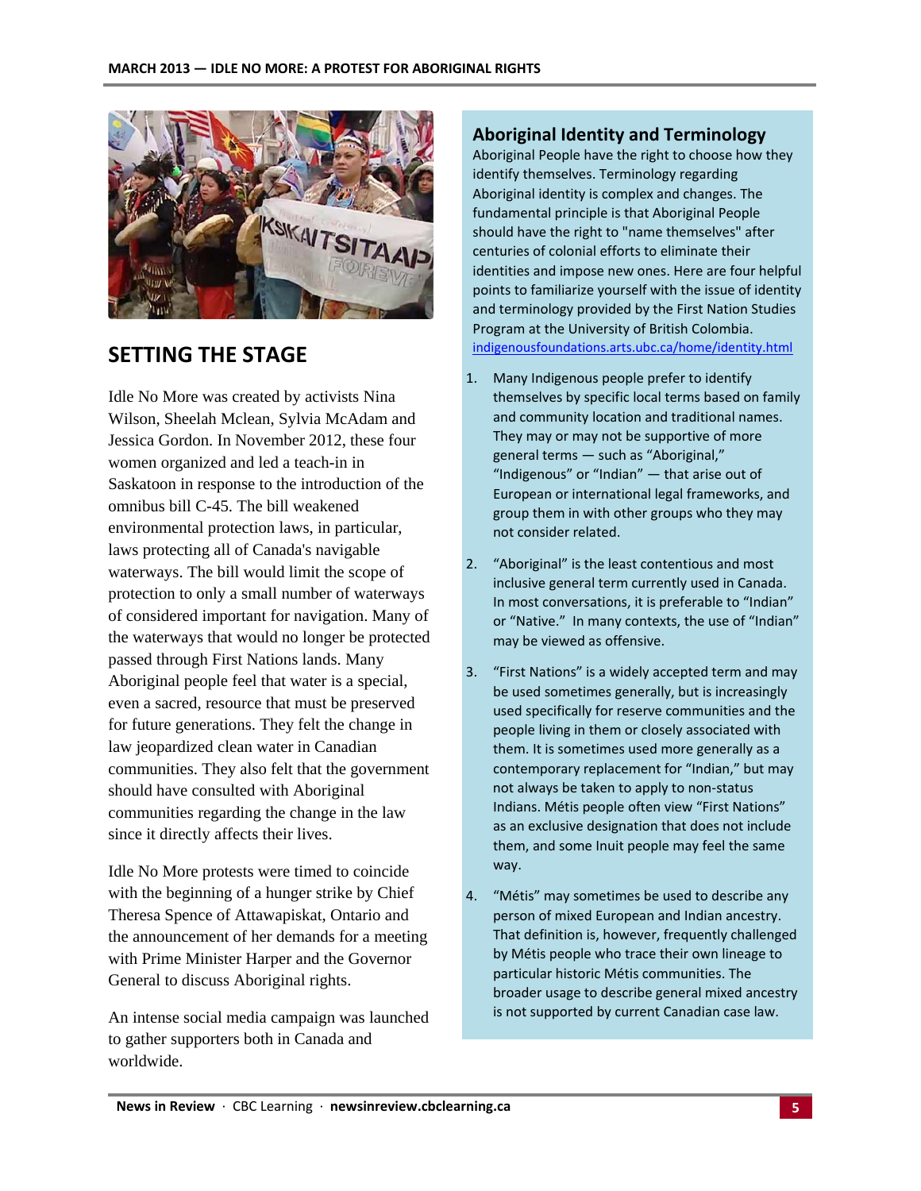## SETTING THE STAGE

Idle No More was created by activists Nina Wilson, Sheelah Mclean, Sylvia McAdam and Jessica Gordon. In November 2012, these four women organized and led a teach-in in Saskatoon in response to the introduction of the omnibus bill C-45. The bill weakened environmental protection laws, in particular, laws protecting all of Canada's navigable waterways. The bill would limit the scope of protection to only a small number of waterways of considered important for navigation. Many of the waterways that would no longer be protected passed through First Nations lands. Many Aboriginal people feel that water is a special, even a sacred, resource that must be preserved for future generations. They felt the change in law jeopardized clean water in Canadian communities. They also felt that the government should have consulted with Aboriginal communities regarding the change in the law since it directly affects their lives.

Idle No More protests were timed to coincide with the beginning of a hunger strike by Chief Theresa Spence of Attawapiskat, Ontario and the announcement of her demands for a meeting with Prime Minister Harper and the Governor General to discuss Aboriginal rights.

An intense social media campaign was launched to gather supporters both in Canada and worldwide.

### Aboriginal Identity and Terminology

Aboriginal People have the right to choose how they identify themselves. Terminology regarding Aboriginal identity is complex and changes. The fundamental principle is that Aboriginal People should have the right to "name themselves" after centuries of colonial efforts to eliminate their identities and impose new ones. Here are four helpful points to familiarize yourself with the issue of identity and terminology provided by the First Nation Studies Program at the University of British Colombia. indigenousfoundations.arts.ubc.ca/home/identity.html

1. Many Indigenous people prefer to identify themselves by specific local terms based on family and community location and traditional names. They may or may not be supportive of more general terms — such as "Aboriginal," "Indigenous" or "Indian" — that arise out of European or international legal frameworks, and group them in with other groups who they may not consider related.
2. "Aboriginal" is the least contentious and most inclusive general term currently used in Canada. In most conversations, it is preferable to "Indian" or "Native." In many contexts, the use of "Indian" may be viewed as offensive.
3. "First Nations" is a widely accepted term and may be used sometimes generally, but is increasingly used specifically for reserve communities and the people living in them or closely associated with them. It is sometimes used more generally as a contemporary replacement for "Indian," but may not always be taken to apply to non-status Indians. Métis people often view "First Nations" as an exclusive designation that does not include them, and some Inuit people may feel the same way.
4. "Métis" may sometimes be used to describe any person of mixed European and Indian ancestry. That definition is, however, frequently challenged by Métis people who trace their own lineage to particular historic Métis communities. The broader usage to describe general mixed ancestry is not supported by current Canadian case law.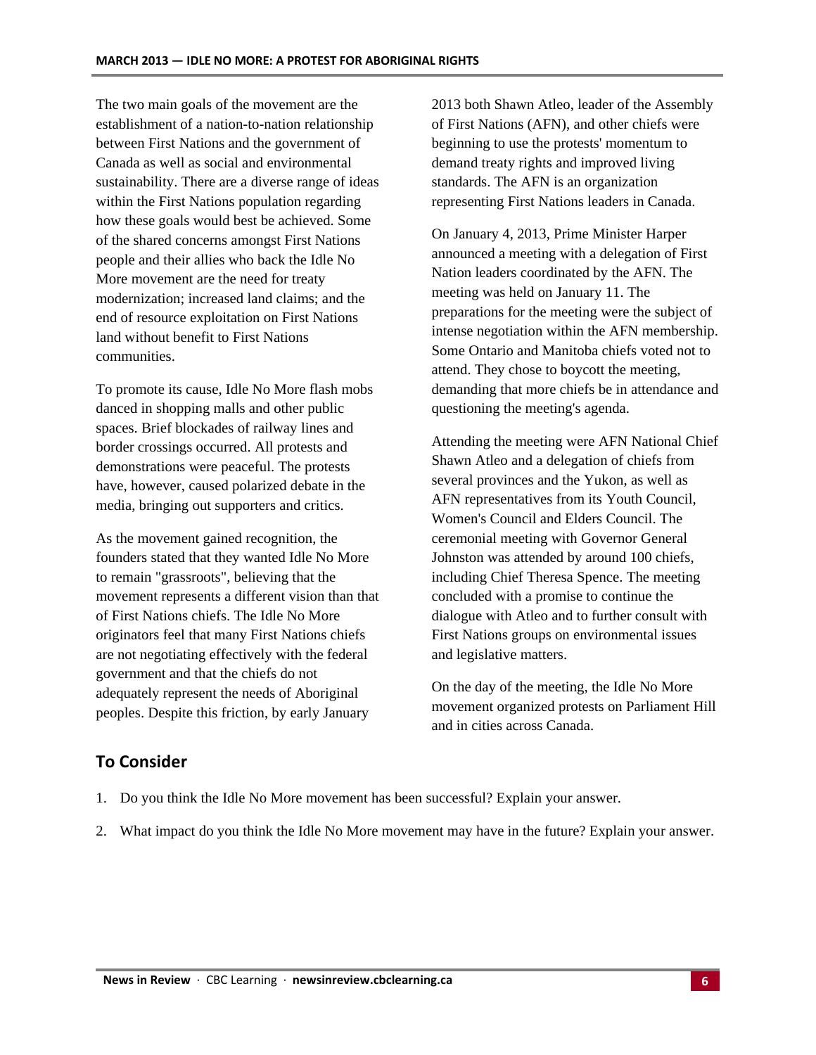The two main goals of the movement are the establishment of a nation-to-nation relationship between First Nations and the government of Canada as well as social and environmental sustainability. There are a diverse range of ideas within the First Nations population regarding how these goals would best be achieved. Some of the shared concerns amongst First Nations people and their allies who back the Idle No More movement are the need for treaty modernization; increased land claims; and the end of resource exploitation on First Nations land without benefit to First Nations communities.

To promote its cause, Idle No More flash mobs danced in shopping malls and other public spaces. Brief blockades of railway lines and border crossings occurred. All protests and demonstrations were peaceful. The protests have, however, caused polarized debate in the media, bringing out supporters and critics.

As the movement gained recognition, the founders stated that they wanted Idle No More to remain "grassroots", believing that the movement represents a different vision than that of First Nations chiefs. The Idle No More originators feel that many First Nations chiefs are not negotiating effectively with the federal government and that the chiefs do not adequately represent the needs of Aboriginal peoples. Despite this friction, by early January 2013 both Shawn Atleo, leader of the Assembly of First Nations (AFN), and other chiefs were beginning to use the protests' momentum to demand treaty rights and improved living standards. The AFN is an organization representing First Nations leaders in Canada.

On January 4, 2013, Prime Minister Harper announced a meeting with a delegation of First Nation leaders coordinated by the AFN. The meeting was held on January 11. The preparations for the meeting were the subject of intense negotiation within the AFN membership. Some Ontario and Manitoba chiefs voted not to attend. They chose to boycott the meeting, demanding that more chiefs be in attendance and questioning the meeting's agenda.

Attending the meeting were AFN National Chief Shawn Atleo and a delegation of chiefs from several provinces and the Yukon, as well as AFN representatives from its Youth Council, Women's Council and Elders Council. The ceremonial meeting with Governor General Johnston was attended by around 100 chiefs, including Chief Theresa Spence. The meeting concluded with a promise to continue the dialogue with Atleo and to further consult with First Nations groups on environmental issues and legislative matters.

On the day of the meeting, the Idle No More movement organized protests on Parliament Hill and in cities across Canada.

## To Consider

1. Do you think the Idle No More movement has been successful? Explain your answer.
2. What impact do you think the Idle No More movement may have in the future? Explain your answer.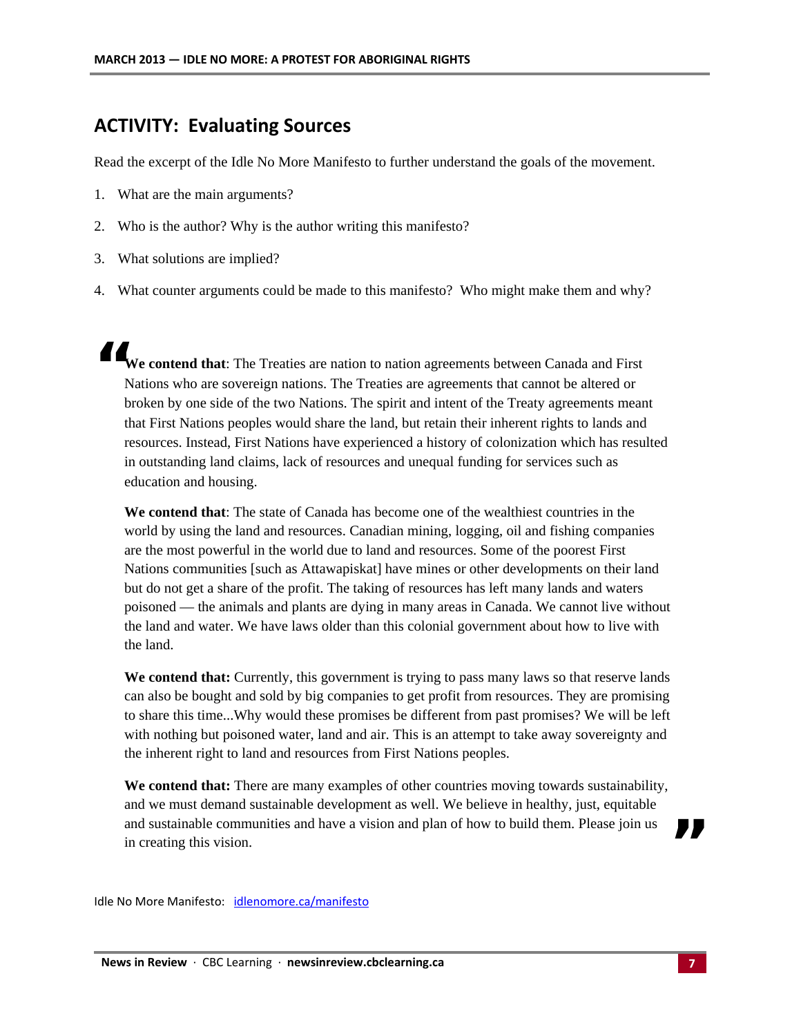## ACTIVITY: Evaluating Sources

Read the excerpt of the Idle No More Manifesto to further understand the goals of the movement.

1. What are the main arguments?
2. Who is the author? Why is the author writing this manifesto?
3. What solutions are implied?
4. What counter arguments could be made to this manifesto? Who might make them and why?

> “**We contend that**: The Treaties are nation to nation agreements between Canada and First Nations who are sovereign nations. The Treaties are agreements that cannot be altered or broken by one side of the two Nations. The spirit and intent of the Treaty agreements meant that First Nations peoples would share the land, but retain their inherent rights to lands and resources. Instead, First Nations have experienced a history of colonization which has resulted in outstanding land claims, lack of resources and unequal funding for services such as education and housing.
>
> **We contend that**: The state of Canada has become one of the wealthiest countries in the world by using the land and resources. Canadian mining, logging, oil and fishing companies are the most powerful in the world due to land and resources. Some of the poorest First Nations communities [such as Attawapiskat] have mines or other developments on their land but do not get a share of the profit. The taking of resources has left many lands and waters poisoned — the animals and plants are dying in many areas in Canada. We cannot live without the land and water. We have laws older than this colonial government about how to live with the land.
>
> **We contend that:** Currently, this government is trying to pass many laws so that reserve lands can also be bought and sold by big companies to get profit from resources. They are promising to share this time...Why would these promises be different from past promises? We will be left with nothing but poisoned water, land and air. This is an attempt to take away sovereignty and the inherent right to land and resources from First Nations peoples.
>
> **We contend that:** There are many examples of other countries moving towards sustainability, and we must demand sustainable development as well. We believe in healthy, just, equitable and sustainable communities and have a vision and plan of how to build them. Please join us in creating this vision.”

Idle No More Manifesto: idlenomore.ca/manifesto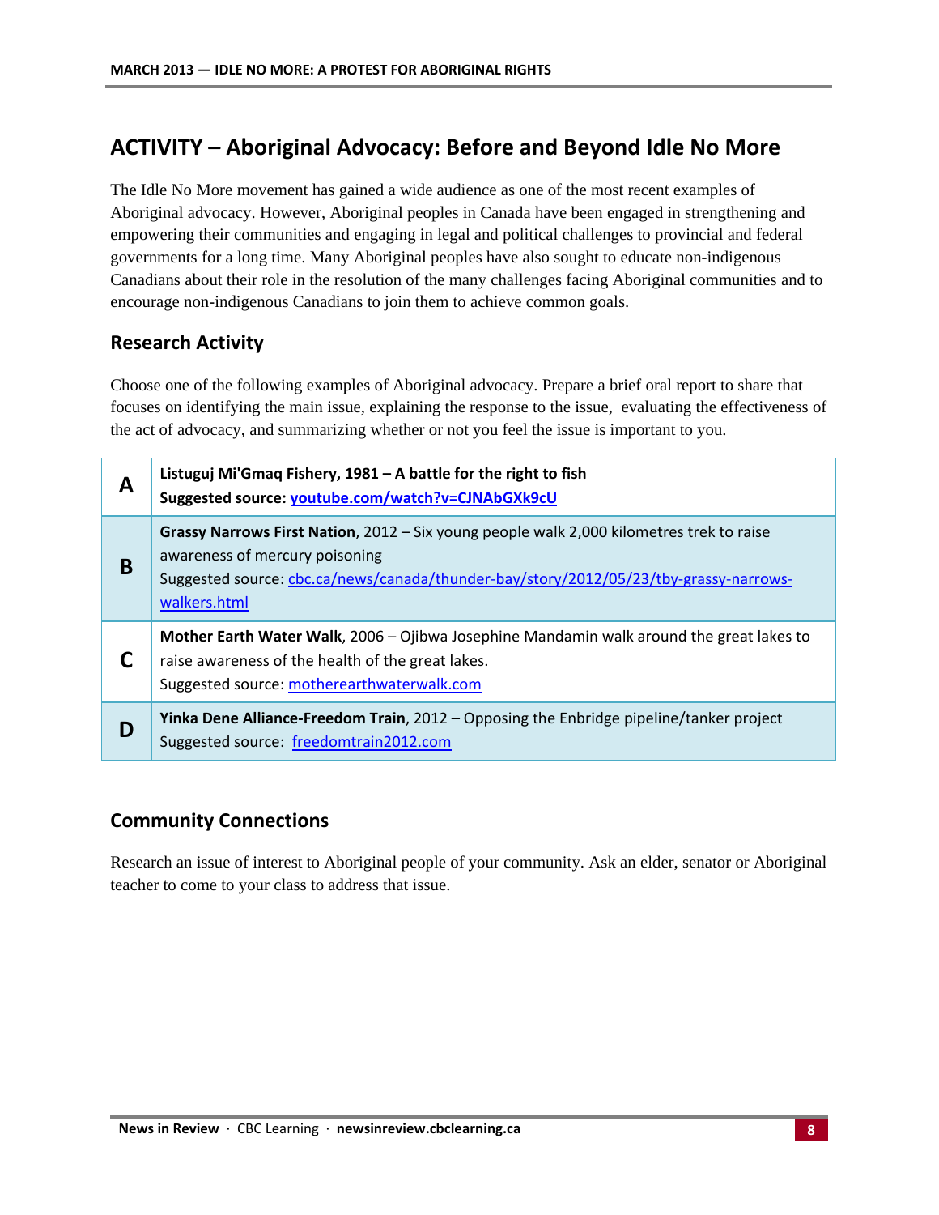## ACTIVITY – Aboriginal Advocacy: Before and Beyond Idle No More

The Idle No More movement has gained a wide audience as one of the most recent examples of Aboriginal advocacy. However, Aboriginal peoples in Canada have been engaged in strengthening and empowering their communities and engaging in legal and political challenges to provincial and federal governments for a long time. Many Aboriginal peoples have also sought to educate non-indigenous Canadians about their role in the resolution of the many challenges facing Aboriginal communities and to encourage non-indigenous Canadians to join them to achieve common goals.

### Research Activity

Choose one of the following examples of Aboriginal advocacy. Prepare a brief oral report to share that focuses on identifying the main issue, explaining the response to the issue, evaluating the effectiveness of the act of advocacy, and summarizing whether or not you feel the issue is important to you.

| | |
|---|---|
| **A** | **Listuguj Mi'Gmaq Fishery, 1981 – A battle for the right to fish**<br>**Suggested source: youtube.com/watch?v=CJNAbGXk9cU** |
| **B** | **Grassy Narrows First Nation**, 2012 – Six young people walk 2,000 kilometres trek to raise awareness of mercury poisoning<br>Suggested source: cbc.ca/news/canada/thunder-bay/story/2012/05/23/tby-grassy-narrows-walkers.html |
| **C** | **Mother Earth Water Walk**, 2006 – Ojibwa Josephine Mandamin walk around the great lakes to raise awareness of the health of the great lakes.<br>Suggested source: motherearthwaterwalk.com |
| **D** | **Yinka Dene Alliance-Freedom Train**, 2012 – Opposing the Enbridge pipeline/tanker project<br>Suggested source: freedomtrain2012.com |

### Community Connections

Research an issue of interest to Aboriginal people of your community. Ask an elder, senator or Aboriginal teacher to come to your class to address that issue.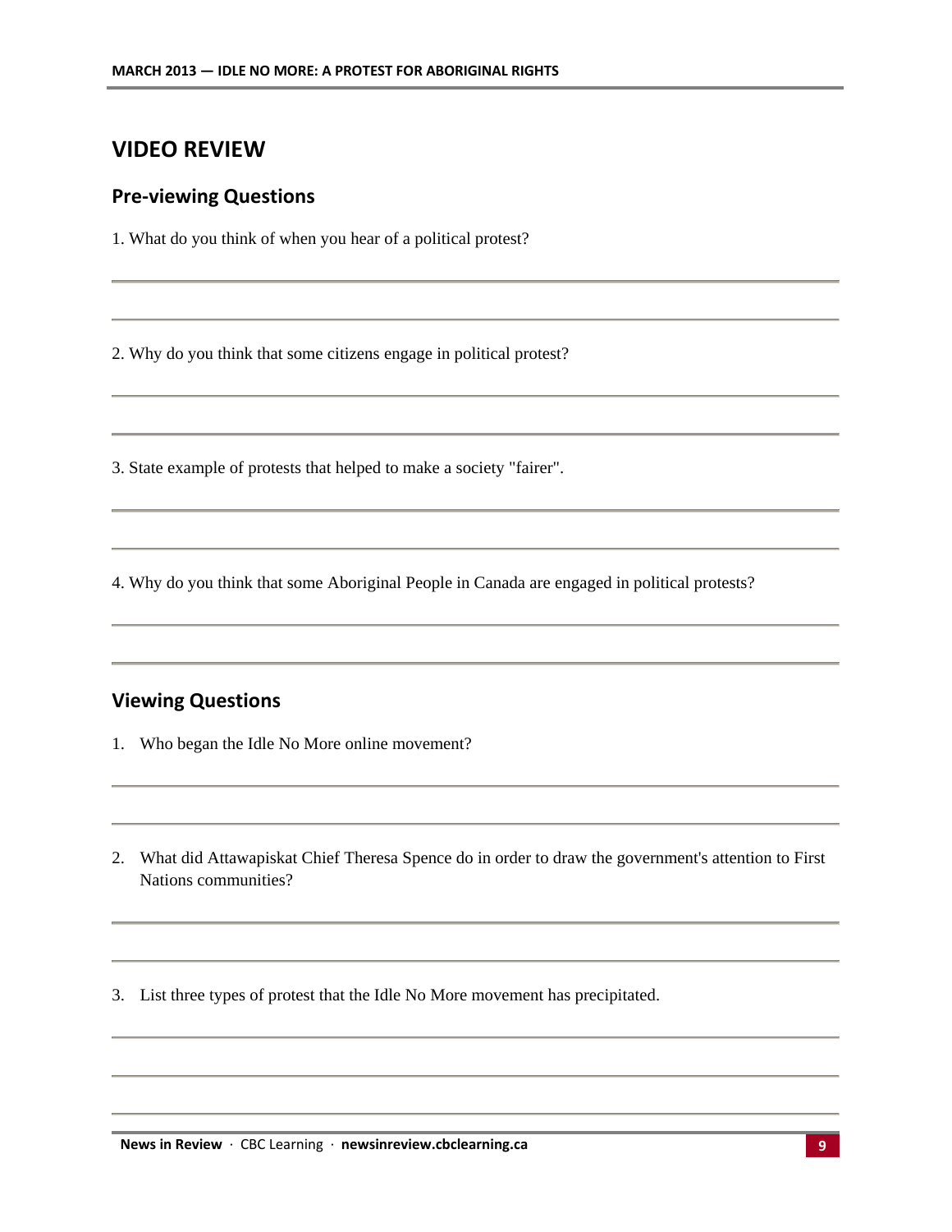## VIDEO REVIEW

### Pre-viewing Questions

1. What do you think of when you hear of a political protest?

2. Why do you think that some citizens engage in political protest?

3. State example of protests that helped to make a society "fairer".

4. Why do you think that some Aboriginal People in Canada are engaged in political protests?

### Viewing Questions

1. Who began the Idle No More online movement?

2. What did Attawapiskat Chief Theresa Spence do in order to draw the government's attention to First Nations communities?

3. List three types of protest that the Idle No More movement has precipitated.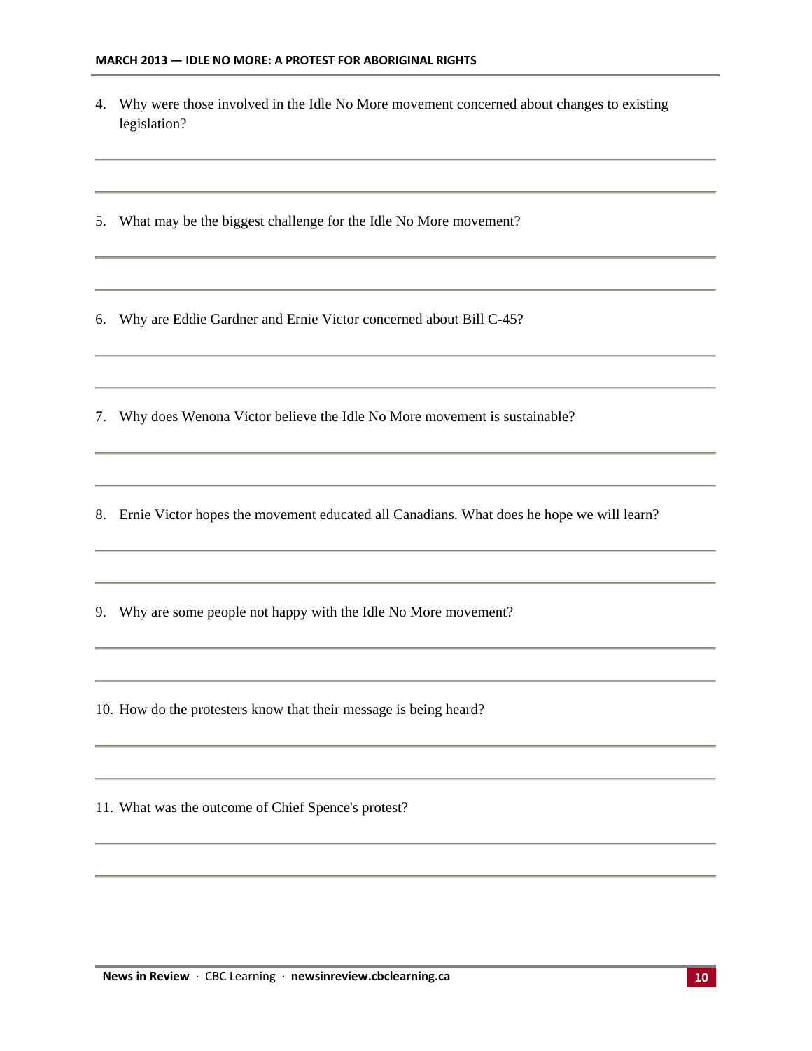4. Why were those involved in the Idle No More movement concerned about changes to existing legislation?

5. What may be the biggest challenge for the Idle No More movement?

6. Why are Eddie Gardner and Ernie Victor concerned about Bill C-45?

7. Why does Wenona Victor believe the Idle No More movement is sustainable?

8. Ernie Victor hopes the movement educated all Canadians. What does he hope we will learn?

9. Why are some people not happy with the Idle No More movement?

10. How do the protesters know that their message is being heard?

11. What was the outcome of Chief Spence's protest?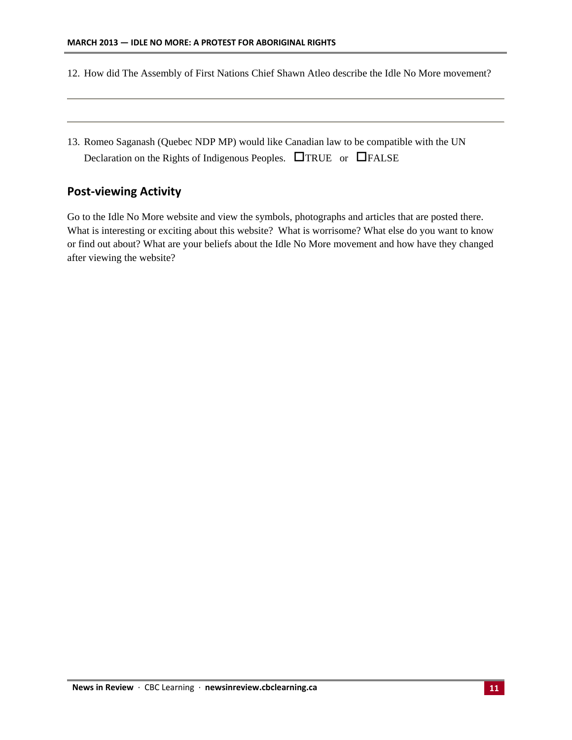12. How did The Assembly of First Nations Chief Shawn Atleo describe the Idle No More movement?

---

---

13. Romeo Saganash (Quebec NDP MP) would like Canadian law to be compatible with the UN Declaration on the Rights of Indigenous Peoples. ☐TRUE or ☐FALSE

## Post-viewing Activity

Go to the Idle No More website and view the symbols, photographs and articles that are posted there. What is interesting or exciting about this website? What is worrisome? What else do you want to know or find out about? What are your beliefs about the Idle No More movement and how have they changed after viewing the website?